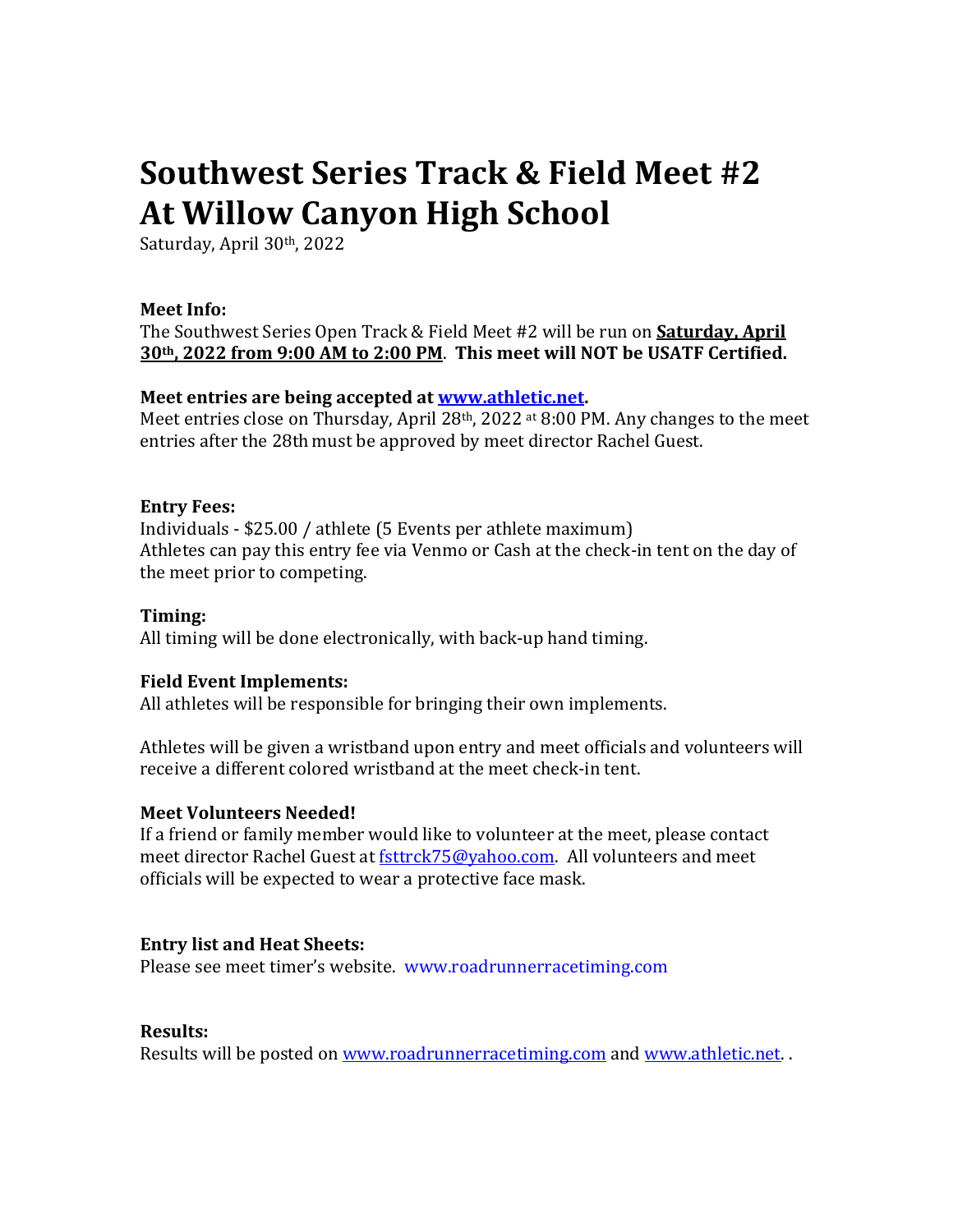# Southwest Series Track & Field Meet #2 At Willow Canyon High School

Saturday, April 30th, 2022

**Meet Info:**
The Southwest Series Open Track & Field Meet #2 will be run on **Saturday, April 30th, 2022 from 9:00 AM to 2:00 PM**. **This meet will NOT be USATF Certified.**

**Meet entries are being accepted at www.athletic.net.**
Meet entries close on Thursday, April 28th, 2022 at 8:00 PM. Any changes to the meet entries after the 28th must be approved by meet director Rachel Guest.

**Entry Fees:**
Individuals - $25.00 / athlete (5 Events per athlete maximum)
Athletes can pay this entry fee via Venmo or Cash at the check-in tent on the day of the meet prior to competing.

**Timing:**
All timing will be done electronically, with back-up hand timing.

**Field Event Implements:**
All athletes will be responsible for bringing their own implements.

Athletes will be given a wristband upon entry and meet officials and volunteers will receive a different colored wristband at the meet check-in tent.

**Meet Volunteers Needed!**
If a friend or family member would like to volunteer at the meet, please contact meet director Rachel Guest at fsttrck75@yahoo.com. All volunteers and meet officials will be expected to wear a protective face mask.

**Entry list and Heat Sheets:**
Please see meet timer's website. www.roadrunnerracetiming.com

**Results:**
Results will be posted on www.roadrunnerracetiming.com and www.athletic.net. .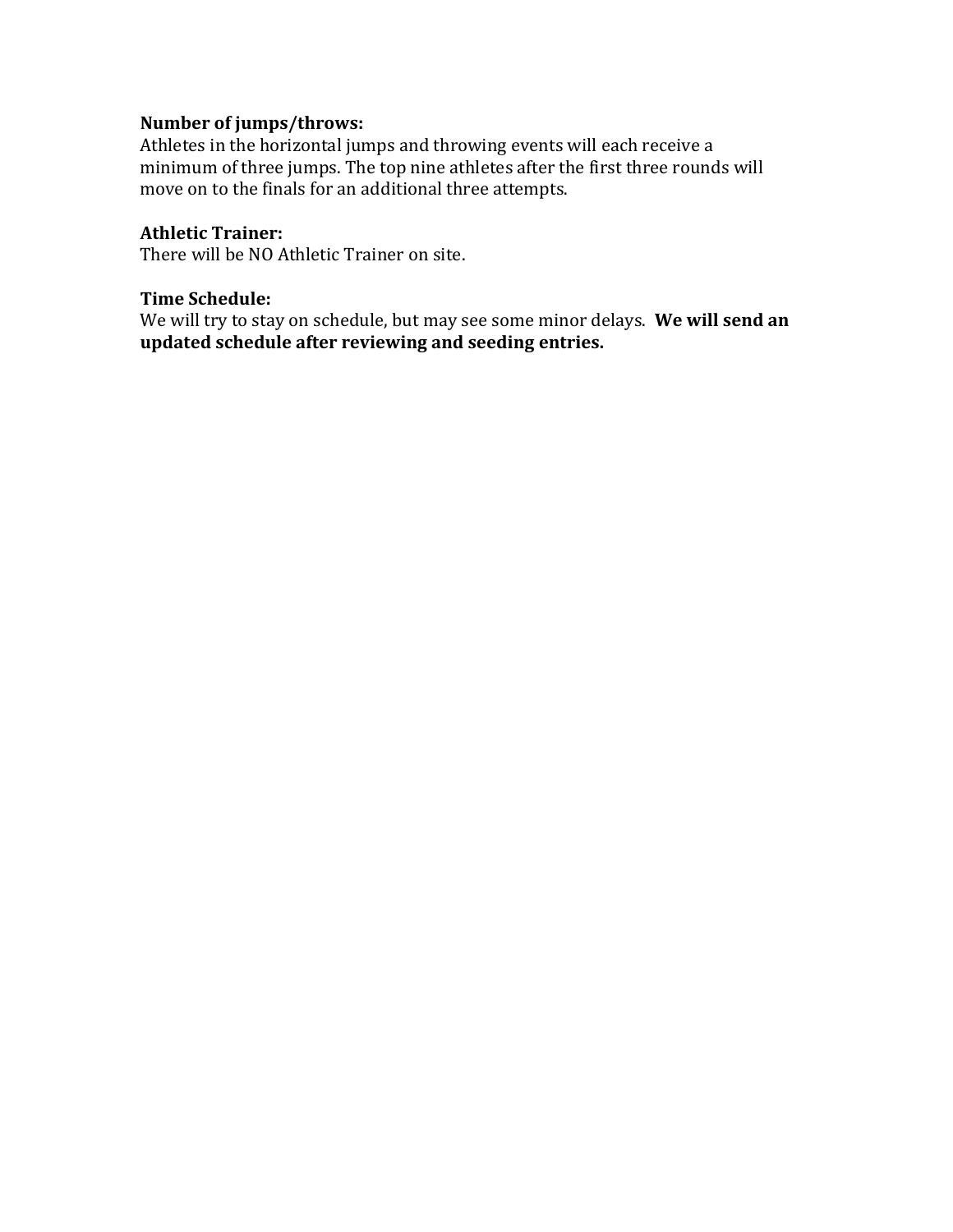**Number of jumps/throws:**
Athletes in the horizontal jumps and throwing events will each receive a minimum of three jumps. The top nine athletes after the first three rounds will move on to the finals for an additional three attempts.

**Athletic Trainer:**
There will be NO Athletic Trainer on site.

**Time Schedule:**
We will try to stay on schedule, but may see some minor delays. **We will send an updated schedule after reviewing and seeding entries.**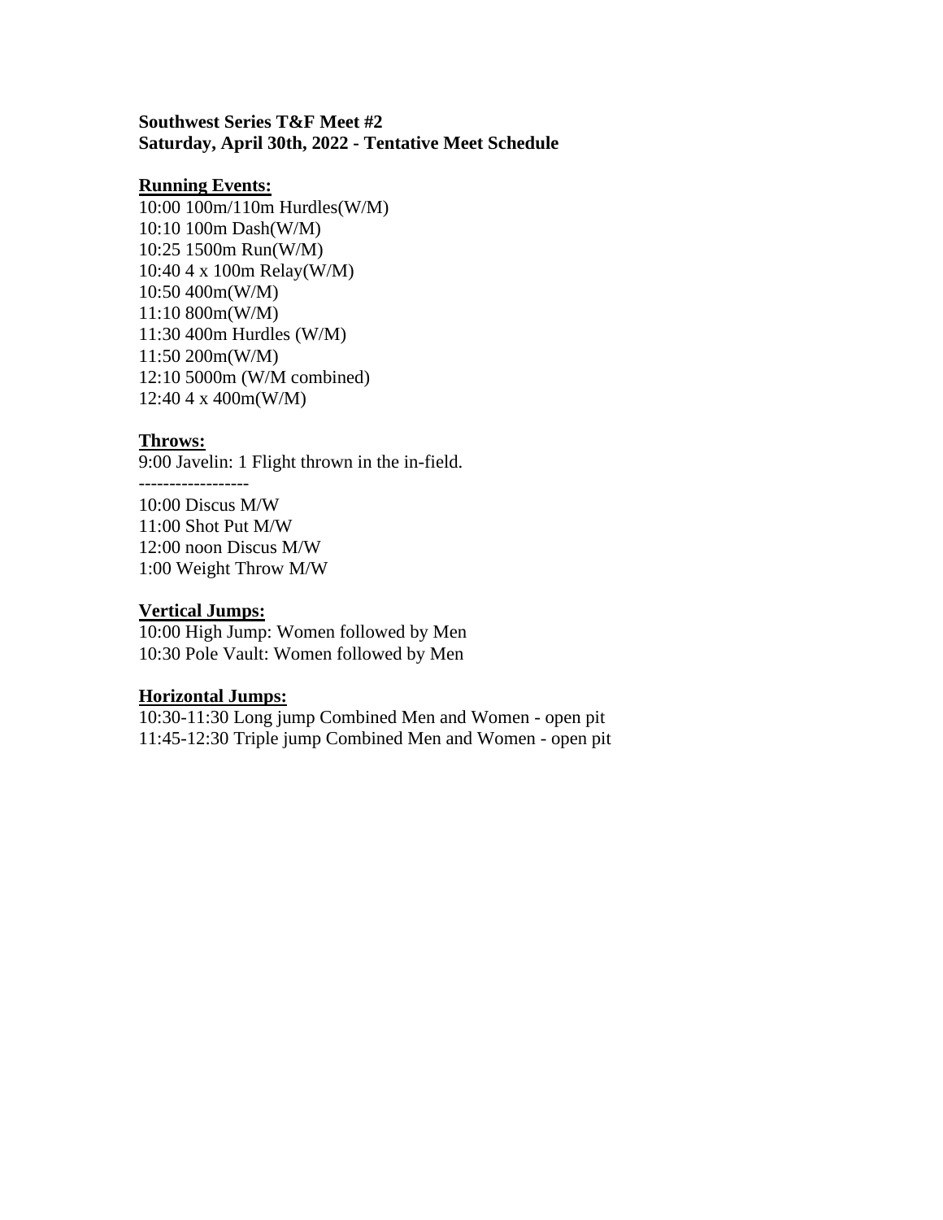**Southwest Series T&F Meet #2**
**Saturday, April 30th, 2022 - Tentative Meet Schedule**

**Running Events:**

10:00 100m/110m Hurdles(W/M)
10:10 100m Dash(W/M)
10:25 1500m Run(W/M)
10:40 4 x 100m Relay(W/M)
10:50 400m(W/M)
11:10 800m(W/M)
11:30 400m Hurdles (W/M)
11:50 200m(W/M)
12:10 5000m (W/M combined)
12:40 4 x 400m(W/M)

**Throws:**

9:00 Javelin: 1 Flight thrown in the in-field.
------------------
10:00 Discus M/W
11:00 Shot Put M/W
12:00 noon Discus M/W
1:00 Weight Throw M/W

**Vertical Jumps:**

10:00 High Jump: Women followed by Men
10:30 Pole Vault: Women followed by Men

**Horizontal Jumps:**

10:30-11:30 Long jump Combined Men and Women - open pit
11:45-12:30 Triple jump Combined Men and Women - open pit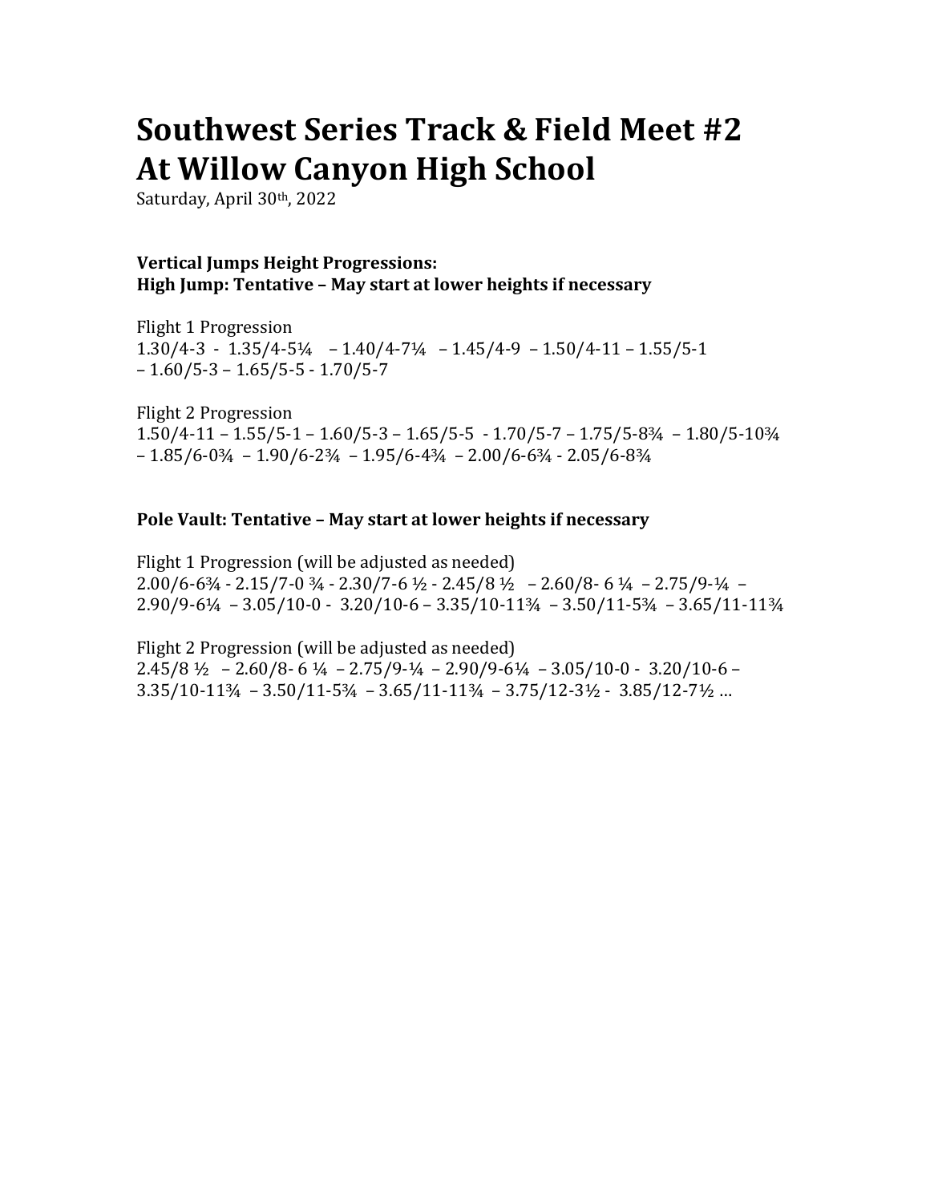# Southwest Series Track & Field Meet #2
# At Willow Canyon High School

Saturday, April 30th, 2022

**Vertical Jumps Height Progressions:**
**High Jump: Tentative – May start at lower heights if necessary**

Flight 1 Progression
1.30/4-3 - 1.35/4-5¼ – 1.40/4-7¼ – 1.45/4-9 – 1.50/4-11 – 1.55/5-1 – 1.60/5-3 – 1.65/5-5 - 1.70/5-7

Flight 2 Progression
1.50/4-11 – 1.55/5-1 – 1.60/5-3 – 1.65/5-5 - 1.70/5-7 – 1.75/5-8¾ – 1.80/5-10¾ – 1.85/6-0¾ – 1.90/6-2¾ – 1.95/6-4¾ – 2.00/6-6¾ - 2.05/6-8¾

**Pole Vault: Tentative – May start at lower heights if necessary**

Flight 1 Progression (will be adjusted as needed)
2.00/6-6¾ - 2.15/7-0 ¾ - 2.30/7-6 ½ - 2.45/8 ½ – 2.60/8- 6 ¼ – 2.75/9-¼ – 2.90/9-6¼ – 3.05/10-0 - 3.20/10-6 – 3.35/10-11¾ – 3.50/11-5¾ – 3.65/11-11¾

Flight 2 Progression (will be adjusted as needed)
2.45/8 ½ – 2.60/8- 6 ¼ – 2.75/9-¼ – 2.90/9-6¼ – 3.05/10-0 - 3.20/10-6 – 3.35/10-11¾ – 3.50/11-5¾ – 3.65/11-11¾ – 3.75/12-3½ - 3.85/12-7½ …